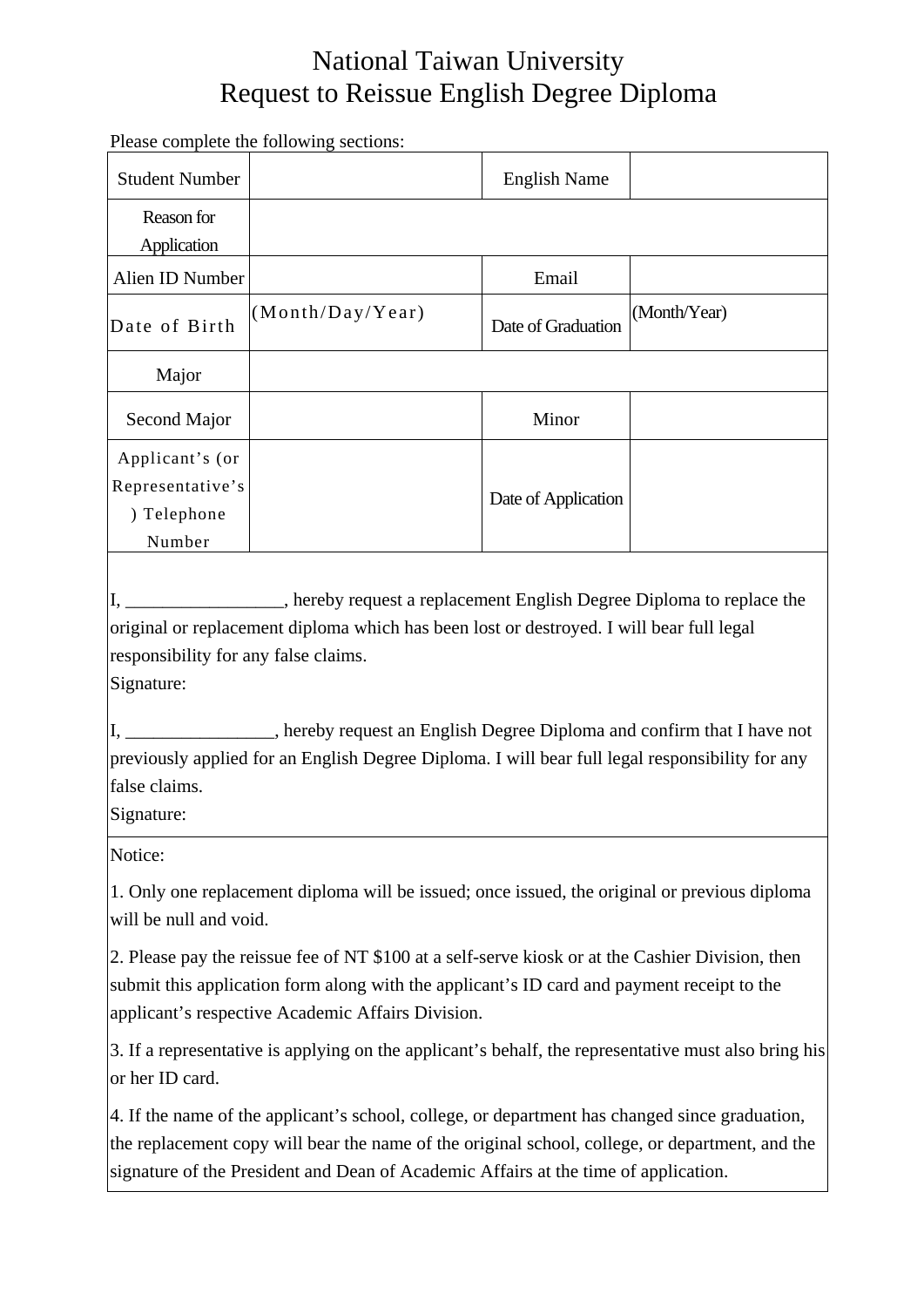# National Taiwan University
# Request to Reissue English Degree Diploma

Please complete the following sections:

| Student Number | | English Name | |
|---|---|---|---|
| Reason for Application | | | |
| Alien ID Number | | Email | |
| Date of Birth | (Month/Day/Year) | Date of Graduation | (Month/Year) |
| Major | | | |
| Second Major | | Minor | |
| Applicant's (or Representative's) Telephone Number | | Date of Application | |

I, ________________, hereby request a replacement English Degree Diploma to replace the original or replacement diploma which has been lost or destroyed. I will bear full legal responsibility for any false claims.

Signature:

I, ________________, hereby request an English Degree Diploma and confirm that I have not previously applied for an English Degree Diploma. I will bear full legal responsibility for any false claims.

Signature:

Notice:

1. Only one replacement diploma will be issued; once issued, the original or previous diploma will be null and void.

2. Please pay the reissue fee of NT $100 at a self-serve kiosk or at the Cashier Division, then submit this application form along with the applicant's ID card and payment receipt to the applicant's respective Academic Affairs Division.

3. If a representative is applying on the applicant's behalf, the representative must also bring his or her ID card.

4. If the name of the applicant's school, college, or department has changed since graduation, the replacement copy will bear the name of the original school, college, or department, and the signature of the President and Dean of Academic Affairs at the time of application.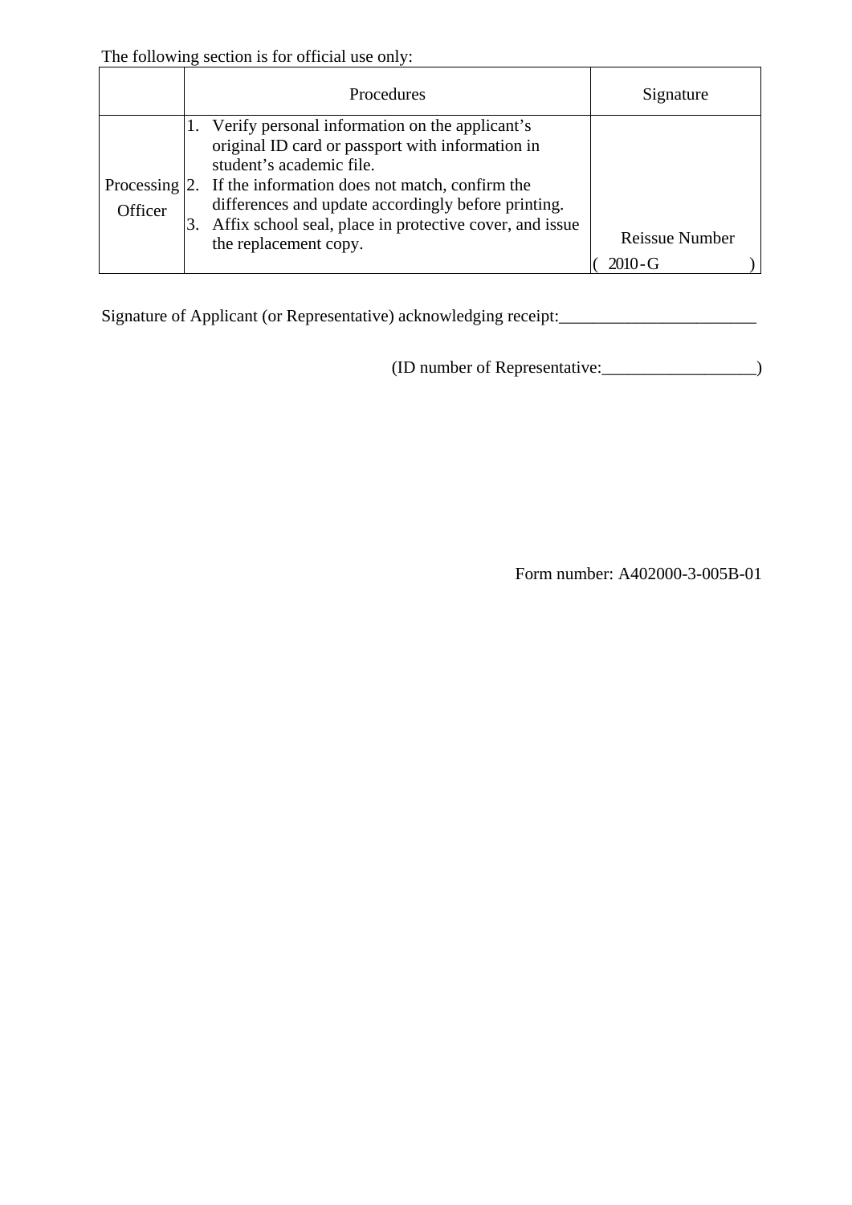The following section is for official use only:

| | Procedures | Signature |
|---|---|---|
| Processing Officer | 1. Verify personal information on the applicant's original ID card or passport with information in student's academic file.<br>2. If the information does not match, confirm the differences and update accordingly before printing.<br>3. Affix school seal, place in protective cover, and issue the replacement copy. | Reissue Number<br>( 2010-G ) |

Signature of Applicant (or Representative) acknowledging receipt:_______________________

(ID number of Representative:__________________)

Form number: A402000-3-005B-01